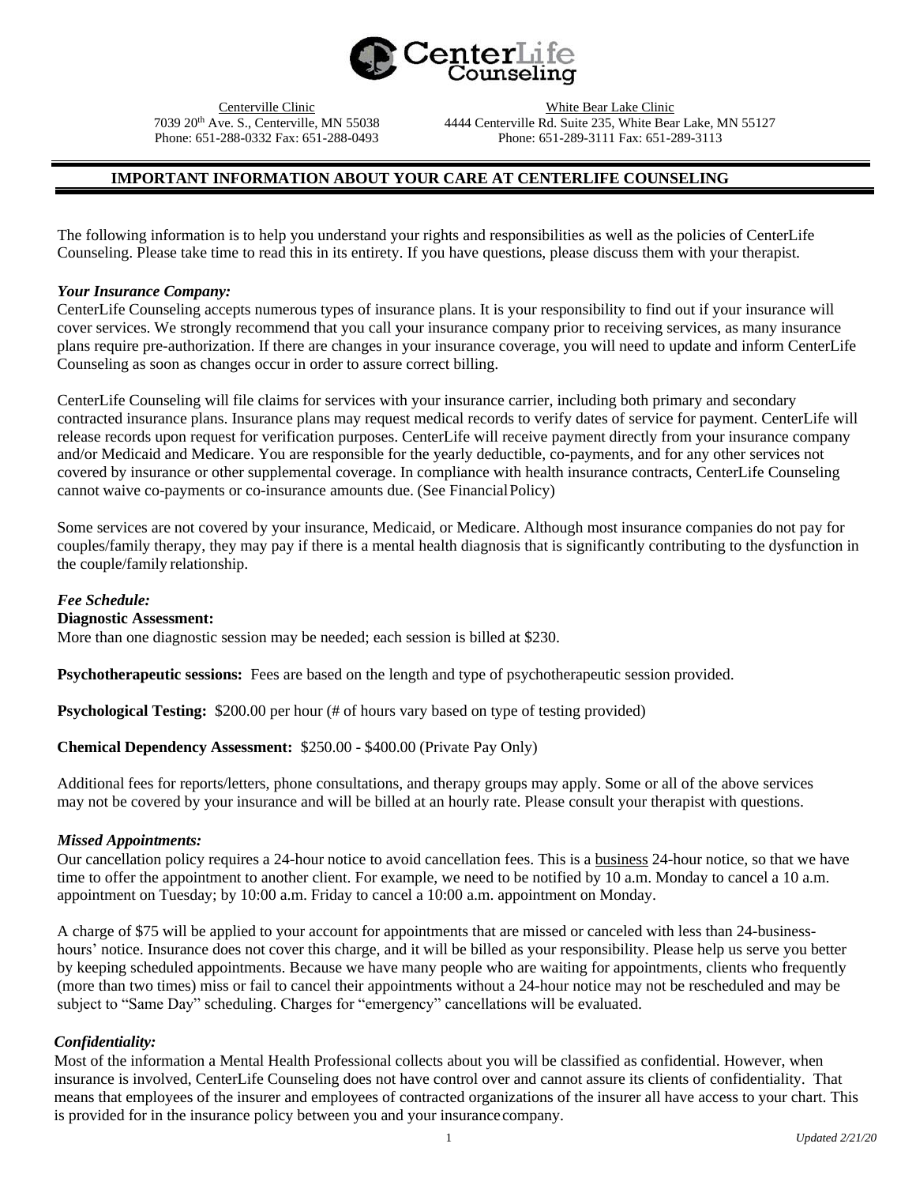Centerville Clinic
7039 20th Ave. S., Centerville, MN 55038
Phone: 651-288-0332 Fax: 651-288-0493

White Bear Lake Clinic
4444 Centerville Rd. Suite 235, White Bear Lake, MN 55127
Phone: 651-289-3111 Fax: 651-289-3113

# IMPORTANT INFORMATION ABOUT YOUR CARE AT CENTERLIFE COUNSELING

The following information is to help you understand your rights and responsibilities as well as the policies of CenterLife Counseling. Please take time to read this in its entirety. If you have questions, please discuss them with your therapist.

***Your Insurance Company:***

CenterLife Counseling accepts numerous types of insurance plans. It is your responsibility to find out if your insurance will cover services. We strongly recommend that you call your insurance company prior to receiving services, as many insurance plans require pre-authorization. If there are changes in your insurance coverage, you will need to update and inform CenterLife Counseling as soon as changes occur in order to assure correct billing.

CenterLife Counseling will file claims for services with your insurance carrier, including both primary and secondary contracted insurance plans. Insurance plans may request medical records to verify dates of service for payment. CenterLife will release records upon request for verification purposes. CenterLife will receive payment directly from your insurance company and/or Medicaid and Medicare. You are responsible for the yearly deductible, co-payments, and for any other services not covered by insurance or other supplemental coverage. In compliance with health insurance contracts, CenterLife Counseling cannot waive co-payments or co-insurance amounts due. (See Financial Policy)

Some services are not covered by your insurance, Medicaid, or Medicare. Although most insurance companies do not pay for couples/family therapy, they may pay if there is a mental health diagnosis that is significantly contributing to the dysfunction in the couple/family relationship.

***Fee Schedule:***

**Diagnostic Assessment:**
More than one diagnostic session may be needed; each session is billed at $230.

**Psychotherapeutic sessions:** Fees are based on the length and type of psychotherapeutic session provided.

**Psychological Testing:** $200.00 per hour (# of hours vary based on type of testing provided)

**Chemical Dependency Assessment:** $250.00 - $400.00 (Private Pay Only)

Additional fees for reports/letters, phone consultations, and therapy groups may apply. Some or all of the above services may not be covered by your insurance and will be billed at an hourly rate. Please consult your therapist with questions.

***Missed Appointments:***

Our cancellation policy requires a 24-hour notice to avoid cancellation fees. This is a business 24-hour notice, so that we have time to offer the appointment to another client. For example, we need to be notified by 10 a.m. Monday to cancel a 10 a.m. appointment on Tuesday; by 10:00 a.m. Friday to cancel a 10:00 a.m. appointment on Monday.

A charge of $75 will be applied to your account for appointments that are missed or canceled with less than 24-business-hours' notice. Insurance does not cover this charge, and it will be billed as your responsibility. Please help us serve you better by keeping scheduled appointments. Because we have many people who are waiting for appointments, clients who frequently (more than two times) miss or fail to cancel their appointments without a 24-hour notice may not be rescheduled and may be subject to "Same Day" scheduling. Charges for "emergency" cancellations will be evaluated.

***Confidentiality:***

Most of the information a Mental Health Professional collects about you will be classified as confidential. However, when insurance is involved, CenterLife Counseling does not have control over and cannot assure its clients of confidentiality. That means that employees of the insurer and employees of contracted organizations of the insurer all have access to your chart. This is provided for in the insurance policy between you and your insurance company.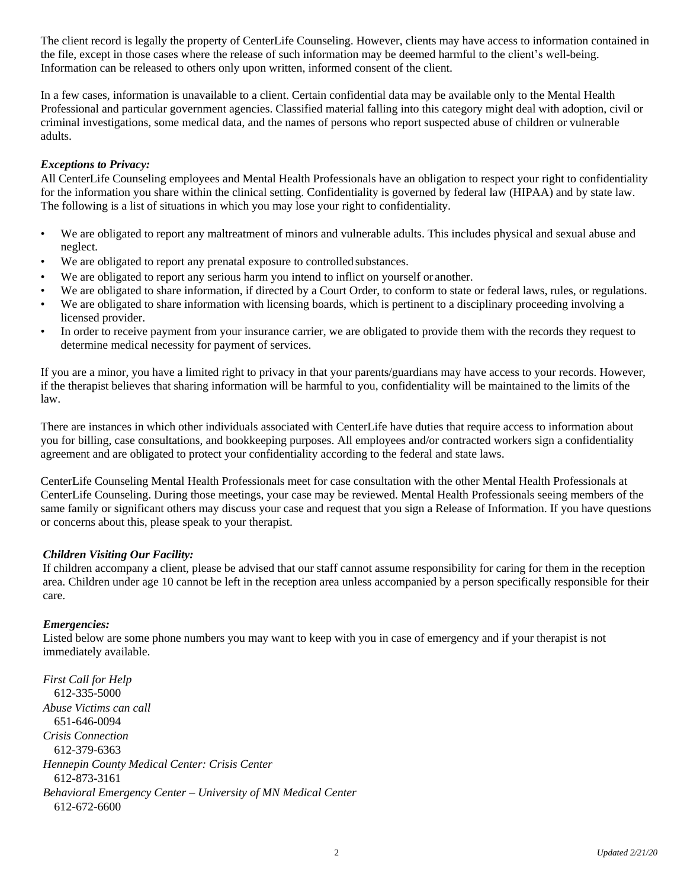The client record is legally the property of CenterLife Counseling. However, clients may have access to information contained in the file, except in those cases where the release of such information may be deemed harmful to the client's well-being. Information can be released to others only upon written, informed consent of the client.

In a few cases, information is unavailable to a client. Certain confidential data may be available only to the Mental Health Professional and particular government agencies. Classified material falling into this category might deal with adoption, civil or criminal investigations, some medical data, and the names of persons who report suspected abuse of children or vulnerable adults.

***Exceptions to Privacy:***

All CenterLife Counseling employees and Mental Health Professionals have an obligation to respect your right to confidentiality for the information you share within the clinical setting. Confidentiality is governed by federal law (HIPAA) and by state law. The following is a list of situations in which you may lose your right to confidentiality.

- We are obligated to report any maltreatment of minors and vulnerable adults. This includes physical and sexual abuse and neglect.
- We are obligated to report any prenatal exposure to controlled substances.
- We are obligated to report any serious harm you intend to inflict on yourself or another.
- We are obligated to share information, if directed by a Court Order, to conform to state or federal laws, rules, or regulations.
- We are obligated to share information with licensing boards, which is pertinent to a disciplinary proceeding involving a licensed provider.
- In order to receive payment from your insurance carrier, we are obligated to provide them with the records they request to determine medical necessity for payment of services.

If you are a minor, you have a limited right to privacy in that your parents/guardians may have access to your records. However, if the therapist believes that sharing information will be harmful to you, confidentiality will be maintained to the limits of the law.

There are instances in which other individuals associated with CenterLife have duties that require access to information about you for billing, case consultations, and bookkeeping purposes. All employees and/or contracted workers sign a confidentiality agreement and are obligated to protect your confidentiality according to the federal and state laws.

CenterLife Counseling Mental Health Professionals meet for case consultation with the other Mental Health Professionals at CenterLife Counseling. During those meetings, your case may be reviewed. Mental Health Professionals seeing members of the same family or significant others may discuss your case and request that you sign a Release of Information. If you have questions or concerns about this, please speak to your therapist.

***Children Visiting Our Facility:***

If children accompany a client, please be advised that our staff cannot assume responsibility for caring for them in the reception area. Children under age 10 cannot be left in the reception area unless accompanied by a person specifically responsible for their care.

***Emergencies:***

Listed below are some phone numbers you may want to keep with you in case of emergency and if your therapist is not immediately available.

*First Call for Help*
612-335-5000

*Abuse Victims can call*
651-646-0094

*Crisis Connection*
612-379-6363

*Hennepin County Medical Center: Crisis Center*
612-873-3161

*Behavioral Emergency Center – University of MN Medical Center*
612-672-6600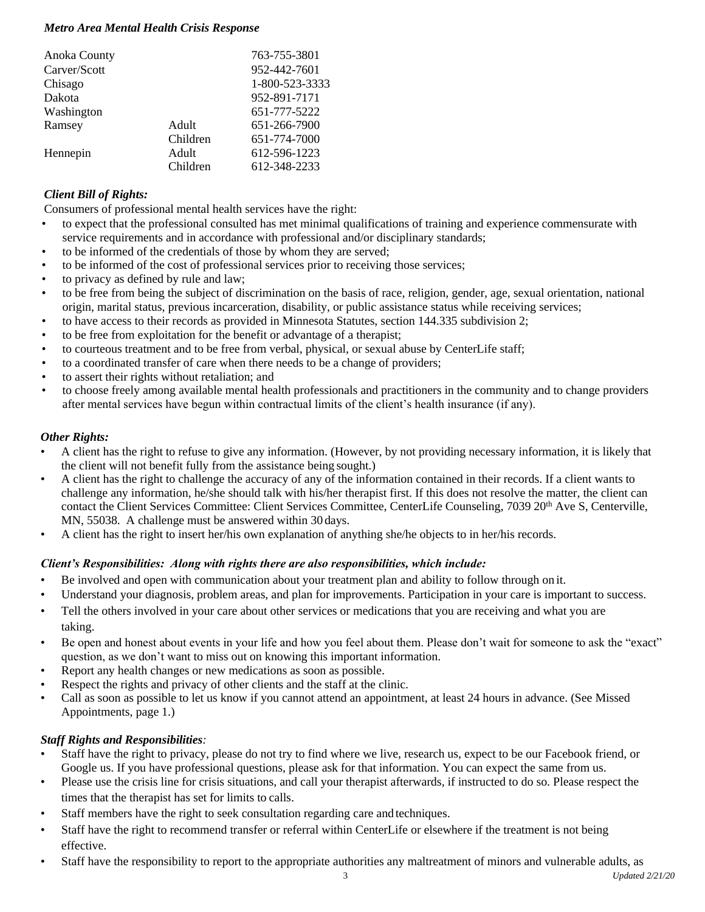*Metro Area Mental Health Crisis Response*

| | | |
|---|---|---|
| Anoka County | | 763-755-3801 |
| Carver/Scott | | 952-442-7601 |
| Chisago | | 1-800-523-3333 |
| Dakota | | 952-891-7171 |
| Washington | | 651-777-5222 |
| Ramsey | Adult | 651-266-7900 |
| | Children | 651-774-7000 |
| Hennepin | Adult | 612-596-1223 |
| | Children | 612-348-2233 |

***Client Bill of Rights:***

Consumers of professional mental health services have the right:

- to expect that the professional consulted has met minimal qualifications of training and experience commensurate with service requirements and in accordance with professional and/or disciplinary standards;
- to be informed of the credentials of those by whom they are served;
- to be informed of the cost of professional services prior to receiving those services;
- to privacy as defined by rule and law;
- to be free from being the subject of discrimination on the basis of race, religion, gender, age, sexual orientation, national origin, marital status, previous incarceration, disability, or public assistance status while receiving services;
- to have access to their records as provided in Minnesota Statutes, section 144.335 subdivision 2;
- to be free from exploitation for the benefit or advantage of a therapist;
- to courteous treatment and to be free from verbal, physical, or sexual abuse by CenterLife staff;
- to a coordinated transfer of care when there needs to be a change of providers;
- to assert their rights without retaliation; and
- to choose freely among available mental health professionals and practitioners in the community and to change providers after mental services have begun within contractual limits of the client's health insurance (if any).

***Other Rights:***

- A client has the right to refuse to give any information. (However, by not providing necessary information, it is likely that the client will not benefit fully from the assistance being sought.)
- A client has the right to challenge the accuracy of any of the information contained in their records. If a client wants to challenge any information, he/she should talk with his/her therapist first. If this does not resolve the matter, the client can contact the Client Services Committee: Client Services Committee, CenterLife Counseling, 7039 20th Ave S, Centerville, MN, 55038. A challenge must be answered within 30 days.
- A client has the right to insert her/his own explanation of anything she/he objects to in her/his records.

***Client's Responsibilities: Along with rights there are also responsibilities, which include:***

- Be involved and open with communication about your treatment plan and ability to follow through on it.
- Understand your diagnosis, problem areas, and plan for improvements. Participation in your care is important to success.
- Tell the others involved in your care about other services or medications that you are receiving and what you are taking.
- Be open and honest about events in your life and how you feel about them. Please don't wait for someone to ask the "exact" question, as we don't want to miss out on knowing this important information.
- Report any health changes or new medications as soon as possible.
- Respect the rights and privacy of other clients and the staff at the clinic.
- Call as soon as possible to let us know if you cannot attend an appointment, at least 24 hours in advance. (See Missed Appointments, page 1.)

***Staff Rights and Responsibilities:***

- Staff have the right to privacy, please do not try to find where we live, research us, expect to be our Facebook friend, or Google us. If you have professional questions, please ask for that information. You can expect the same from us.
- Please use the crisis line for crisis situations, and call your therapist afterwards, if instructed to do so. Please respect the times that the therapist has set for limits to calls.
- Staff members have the right to seek consultation regarding care and techniques.
- Staff have the right to recommend transfer or referral within CenterLife or elsewhere if the treatment is not being effective.
- Staff have the responsibility to report to the appropriate authorities any maltreatment of minors and vulnerable adults, as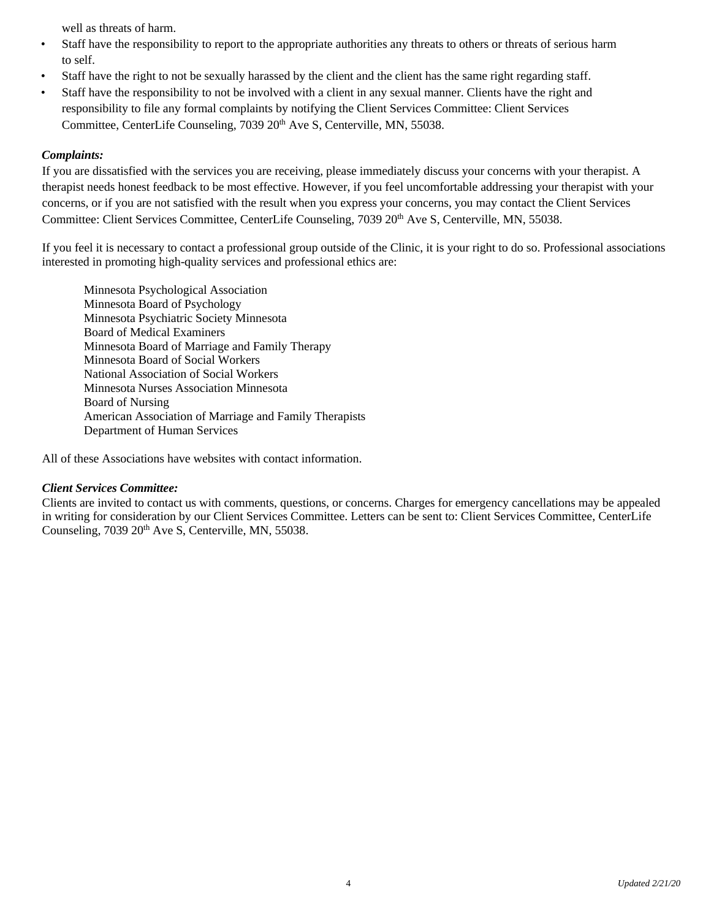well as threats of harm.

- Staff have the responsibility to report to the appropriate authorities any threats to others or threats of serious harm to self.
- Staff have the right to not be sexually harassed by the client and the client has the same right regarding staff.
- Staff have the responsibility to not be involved with a client in any sexual manner. Clients have the right and responsibility to file any formal complaints by notifying the Client Services Committee: Client Services Committee, CenterLife Counseling, 7039 20th Ave S, Centerville, MN, 55038.

***Complaints:***

If you are dissatisfied with the services you are receiving, please immediately discuss your concerns with your therapist. A therapist needs honest feedback to be most effective. However, if you feel uncomfortable addressing your therapist with your concerns, or if you are not satisfied with the result when you express your concerns, you may contact the Client Services Committee: Client Services Committee, CenterLife Counseling, 7039 20th Ave S, Centerville, MN, 55038.

If you feel it is necessary to contact a professional group outside of the Clinic, it is your right to do so. Professional associations interested in promoting high-quality services and professional ethics are:

Minnesota Psychological Association
Minnesota Board of Psychology
Minnesota Psychiatric Society Minnesota
Board of Medical Examiners
Minnesota Board of Marriage and Family Therapy
Minnesota Board of Social Workers
National Association of Social Workers
Minnesota Nurses Association Minnesota
Board of Nursing
American Association of Marriage and Family Therapists
Department of Human Services

All of these Associations have websites with contact information.

***Client Services Committee:***

Clients are invited to contact us with comments, questions, or concerns. Charges for emergency cancellations may be appealed in writing for consideration by our Client Services Committee. Letters can be sent to: Client Services Committee, CenterLife Counseling, 7039 20th Ave S, Centerville, MN, 55038.